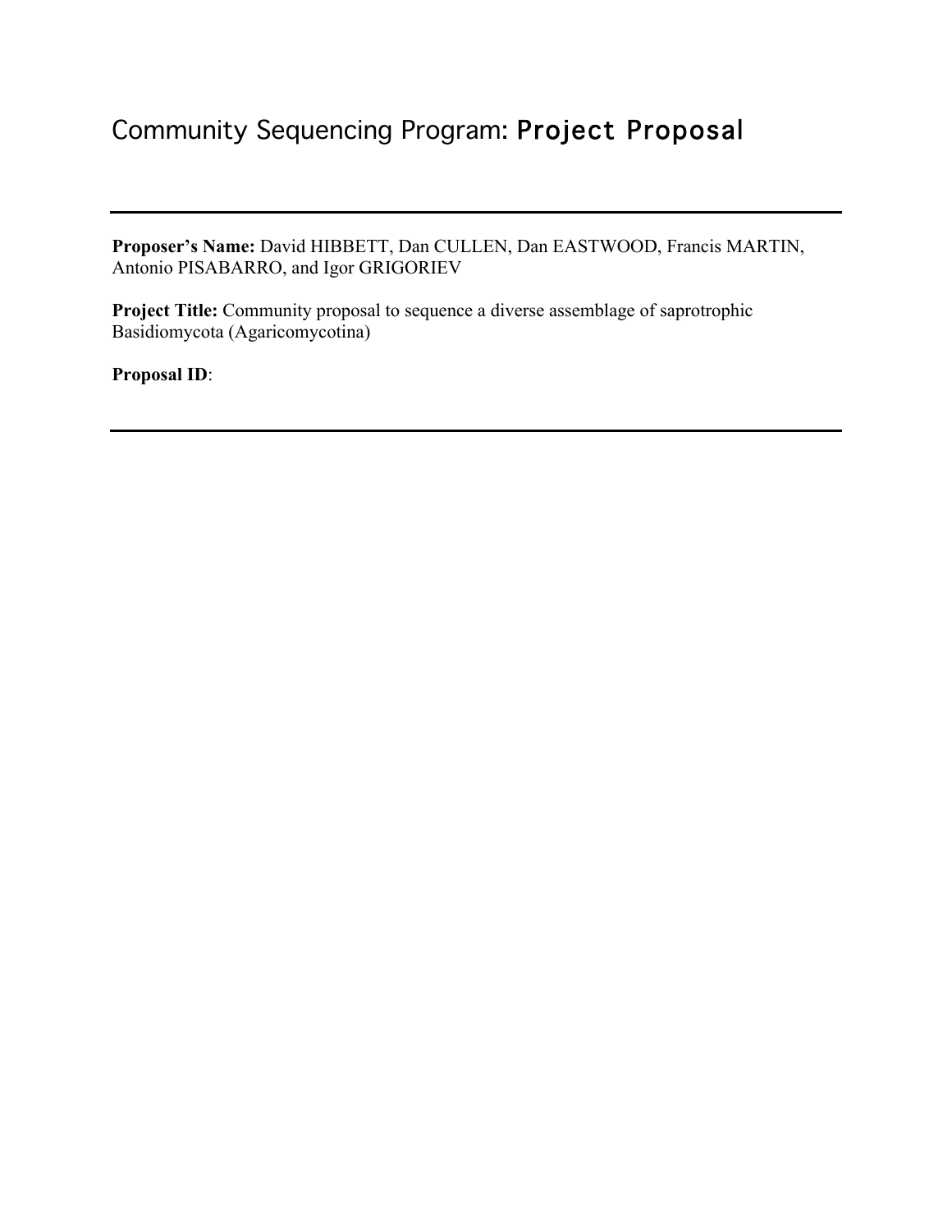# Community Sequencing Program: Project Proposal

---

**Proposer's Name:** David HIBBETT, Dan CULLEN, Dan EASTWOOD, Francis MARTIN, Antonio PISABARRO, and Igor GRIGORIEV

**Project Title:** Community proposal to sequence a diverse assemblage of saprotrophic Basidiomycota (Agaricomycotina)

**Proposal ID**:

---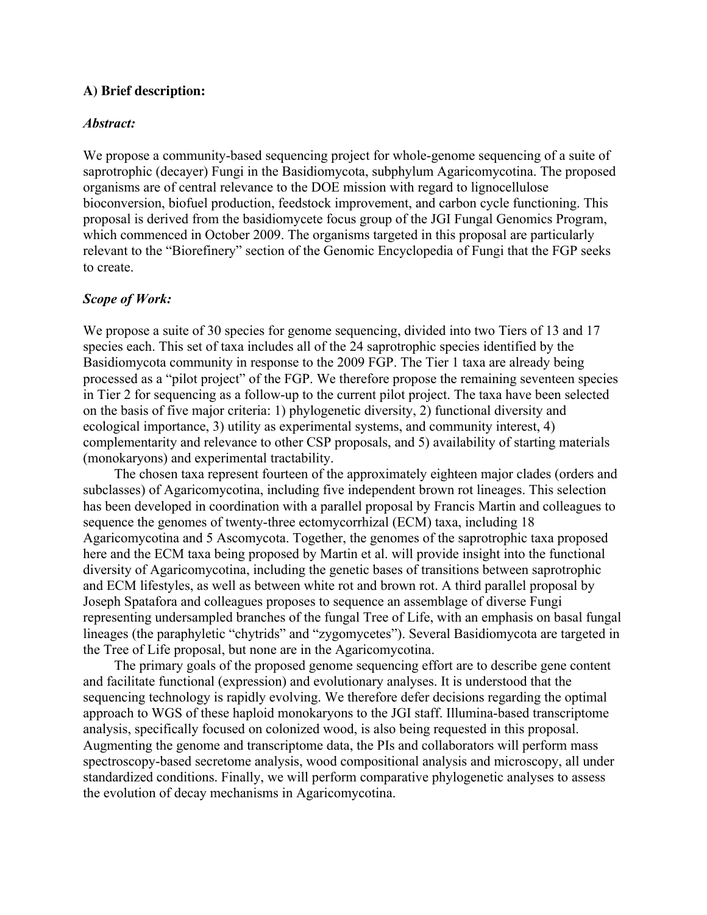### A) Brief description:

#### *Abstract:*

We propose a community-based sequencing project for whole-genome sequencing of a suite of saprotrophic (decayer) Fungi in the Basidiomycota, subphylum Agaricomycotina. The proposed organisms are of central relevance to the DOE mission with regard to lignocellulose bioconversion, biofuel production, feedstock improvement, and carbon cycle functioning. This proposal is derived from the basidiomycete focus group of the JGI Fungal Genomics Program, which commenced in October 2009. The organisms targeted in this proposal are particularly relevant to the "Biorefinery" section of the Genomic Encyclopedia of Fungi that the FGP seeks to create.

#### *Scope of Work:*

We propose a suite of 30 species for genome sequencing, divided into two Tiers of 13 and 17 species each. This set of taxa includes all of the 24 saprotrophic species identified by the Basidiomycota community in response to the 2009 FGP. The Tier 1 taxa are already being processed as a "pilot project" of the FGP. We therefore propose the remaining seventeen species in Tier 2 for sequencing as a follow-up to the current pilot project. The taxa have been selected on the basis of five major criteria: 1) phylogenetic diversity, 2) functional diversity and ecological importance, 3) utility as experimental systems, and community interest, 4) complementarity and relevance to other CSP proposals, and 5) availability of starting materials (monokaryons) and experimental tractability.

The chosen taxa represent fourteen of the approximately eighteen major clades (orders and subclasses) of Agaricomycotina, including five independent brown rot lineages. This selection has been developed in coordination with a parallel proposal by Francis Martin and colleagues to sequence the genomes of twenty-three ectomycorrhizal (ECM) taxa, including 18 Agaricomycotina and 5 Ascomycota. Together, the genomes of the saprotrophic taxa proposed here and the ECM taxa being proposed by Martin et al. will provide insight into the functional diversity of Agaricomycotina, including the genetic bases of transitions between saprotrophic and ECM lifestyles, as well as between white rot and brown rot. A third parallel proposal by Joseph Spatafora and colleagues proposes to sequence an assemblage of diverse Fungi representing undersampled branches of the fungal Tree of Life, with an emphasis on basal fungal lineages (the paraphyletic "chytrids" and "zygomycetes"). Several Basidiomycota are targeted in the Tree of Life proposal, but none are in the Agaricomycotina.

The primary goals of the proposed genome sequencing effort are to describe gene content and facilitate functional (expression) and evolutionary analyses. It is understood that the sequencing technology is rapidly evolving. We therefore defer decisions regarding the optimal approach to WGS of these haploid monokaryons to the JGI staff. Illumina-based transcriptome analysis, specifically focused on colonized wood, is also being requested in this proposal. Augmenting the genome and transcriptome data, the PIs and collaborators will perform mass spectroscopy-based secretome analysis, wood compositional analysis and microscopy, all under standardized conditions. Finally, we will perform comparative phylogenetic analyses to assess the evolution of decay mechanisms in Agaricomycotina.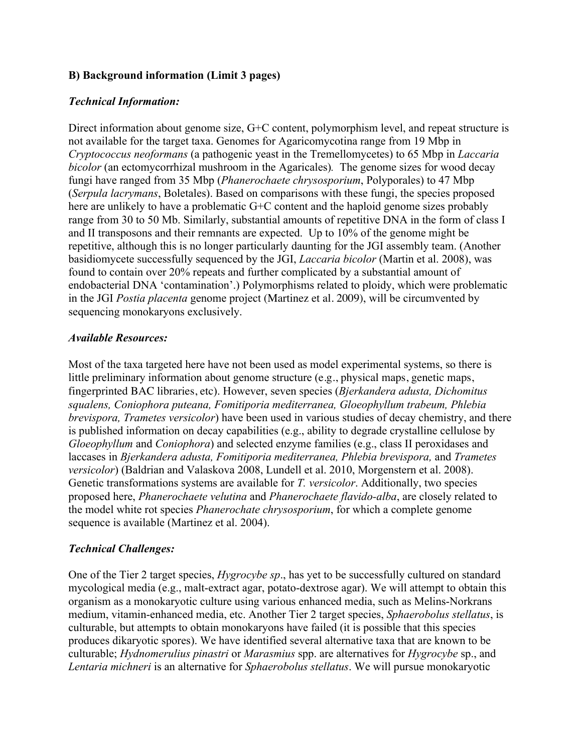**B) Background information (Limit 3 pages)**

***Technical Information:***

Direct information about genome size, G+C content, polymorphism level, and repeat structure is not available for the target taxa. Genomes for Agaricomycotina range from 19 Mbp in *Cryptococcus neoformans* (a pathogenic yeast in the Tremellomycetes) to 65 Mbp in *Laccaria bicolor* (an ectomycorrhizal mushroom in the Agaricales). The genome sizes for wood decay fungi have ranged from 35 Mbp (*Phanerochaete chrysosporium*, Polyporales) to 47 Mbp (*Serpula lacrymans*, Boletales). Based on comparisons with these fungi, the species proposed here are unlikely to have a problematic G+C content and the haploid genome sizes probably range from 30 to 50 Mb. Similarly, substantial amounts of repetitive DNA in the form of class I and II transposons and their remnants are expected. Up to 10% of the genome might be repetitive, although this is no longer particularly daunting for the JGI assembly team. (Another basidiomycete successfully sequenced by the JGI, *Laccaria bicolor* (Martin et al. 2008), was found to contain over 20% repeats and further complicated by a substantial amount of endobacterial DNA 'contamination'.) Polymorphisms related to ploidy, which were problematic in the JGI *Postia placenta* genome project (Martinez et al. 2009), will be circumvented by sequencing monokaryons exclusively.

***Available Resources:***

Most of the taxa targeted here have not been used as model experimental systems, so there is little preliminary information about genome structure (e.g., physical maps, genetic maps, fingerprinted BAC libraries, etc). However, seven species (*Bjerkandera adusta, Dichomitus squalens, Coniophora puteana, Fomitiporia mediterranea, Gloeophyllum trabeum, Phlebia brevispora, Trametes versicolor*) have been used in various studies of decay chemistry, and there is published information on decay capabilities (e.g., ability to degrade crystalline cellulose by *Gloeophyllum* and *Coniophora*) and selected enzyme families (e.g., class II peroxidases and laccases in *Bjerkandera adusta, Fomitiporia mediterranea, Phlebia brevispora,* and *Trametes versicolor*) (Baldrian and Valaskova 2008, Lundell et al. 2010, Morgenstern et al. 2008). Genetic transformations systems are available for *T. versicolor*. Additionally, two species proposed here, *Phanerochaete velutina* and *Phanerochaete flavido-alba*, are closely related to the model white rot species *Phanerochate chrysosporium*, for which a complete genome sequence is available (Martinez et al. 2004).

***Technical Challenges:***

One of the Tier 2 target species, *Hygrocybe sp*., has yet to be successfully cultured on standard mycological media (e.g., malt-extract agar, potato-dextrose agar). We will attempt to obtain this organism as a monokaryotic culture using various enhanced media, such as Melins-Norkrans medium, vitamin-enhanced media, etc. Another Tier 2 target species, *Sphaerobolus stellatus*, is culturable, but attempts to obtain monokaryons have failed (it is possible that this species produces dikaryotic spores). We have identified several alternative taxa that are known to be culturable; *Hydnomerulius pinastri* or *Marasmius* spp. are alternatives for *Hygrocybe* sp., and *Lentaria michneri* is an alternative for *Sphaerobolus stellatus*. We will pursue monokaryotic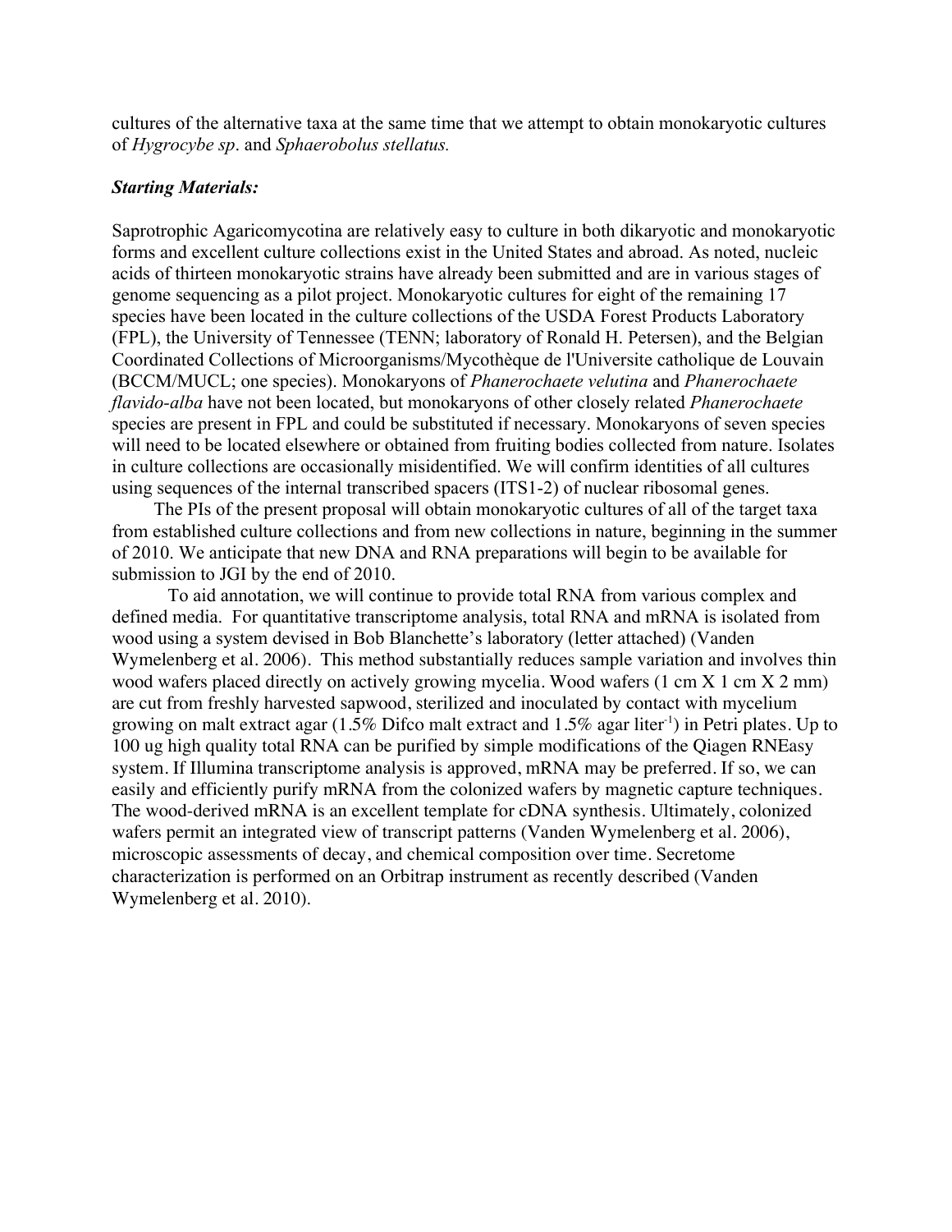cultures of the alternative taxa at the same time that we attempt to obtain monokaryotic cultures of *Hygrocybe sp*. and *Sphaerobolus stellatus.*

***Starting Materials:***

Saprotrophic Agaricomycotina are relatively easy to culture in both dikaryotic and monokaryotic forms and excellent culture collections exist in the United States and abroad. As noted, nucleic acids of thirteen monokaryotic strains have already been submitted and are in various stages of genome sequencing as a pilot project. Monokaryotic cultures for eight of the remaining 17 species have been located in the culture collections of the USDA Forest Products Laboratory (FPL), the University of Tennessee (TENN; laboratory of Ronald H. Petersen), and the Belgian Coordinated Collections of Microorganisms/Mycothèque de l'Universite catholique de Louvain (BCCM/MUCL; one species). Monokaryons of *Phanerochaete velutina* and *Phanerochaete flavido-alba* have not been located, but monokaryons of other closely related *Phanerochaete* species are present in FPL and could be substituted if necessary. Monokaryons of seven species will need to be located elsewhere or obtained from fruiting bodies collected from nature. Isolates in culture collections are occasionally misidentified. We will confirm identities of all cultures using sequences of the internal transcribed spacers (ITS1-2) of nuclear ribosomal genes.

The PIs of the present proposal will obtain monokaryotic cultures of all of the target taxa from established culture collections and from new collections in nature, beginning in the summer of 2010. We anticipate that new DNA and RNA preparations will begin to be available for submission to JGI by the end of 2010.

To aid annotation, we will continue to provide total RNA from various complex and defined media. For quantitative transcriptome analysis, total RNA and mRNA is isolated from wood using a system devised in Bob Blanchette's laboratory (letter attached) (Vanden Wymelenberg et al. 2006). This method substantially reduces sample variation and involves thin wood wafers placed directly on actively growing mycelia. Wood wafers (1 cm X 1 cm X 2 mm) are cut from freshly harvested sapwood, sterilized and inoculated by contact with mycelium growing on malt extract agar (1.5% Difco malt extract and 1.5% agar liter$^{-1}$) in Petri plates. Up to 100 ug high quality total RNA can be purified by simple modifications of the Qiagen RNEasy system. If Illumina transcriptome analysis is approved, mRNA may be preferred. If so, we can easily and efficiently purify mRNA from the colonized wafers by magnetic capture techniques. The wood-derived mRNA is an excellent template for cDNA synthesis. Ultimately, colonized wafers permit an integrated view of transcript patterns (Vanden Wymelenberg et al. 2006), microscopic assessments of decay, and chemical composition over time. Secretome characterization is performed on an Orbitrap instrument as recently described (Vanden Wymelenberg et al. 2010).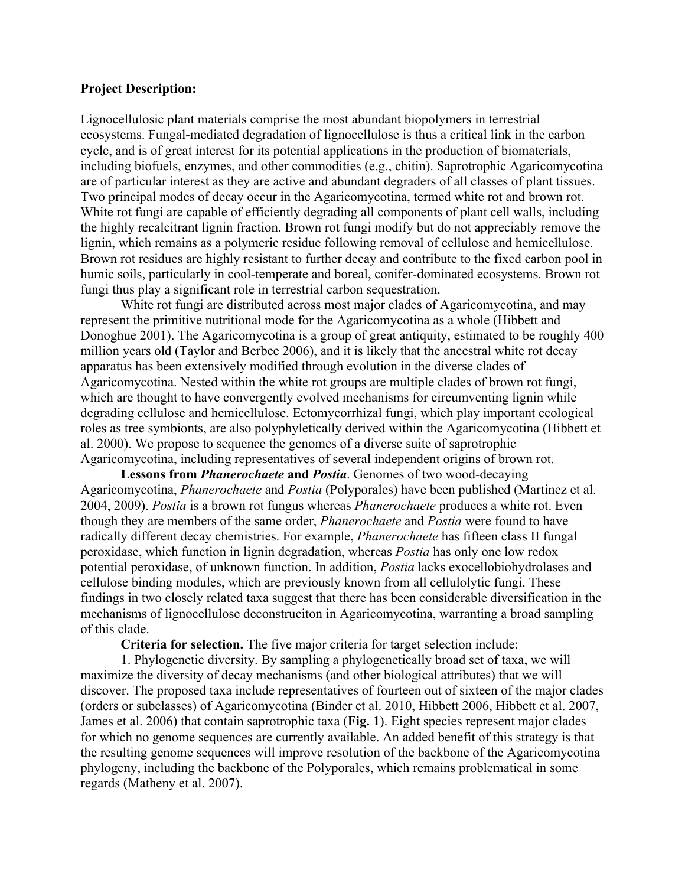**Project Description:**

Lignocellulosic plant materials comprise the most abundant biopolymers in terrestrial ecosystems. Fungal-mediated degradation of lignocellulose is thus a critical link in the carbon cycle, and is of great interest for its potential applications in the production of biomaterials, including biofuels, enzymes, and other commodities (e.g., chitin). Saprotrophic Agaricomycotina are of particular interest as they are active and abundant degraders of all classes of plant tissues. Two principal modes of decay occur in the Agaricomycotina, termed white rot and brown rot. White rot fungi are capable of efficiently degrading all components of plant cell walls, including the highly recalcitrant lignin fraction. Brown rot fungi modify but do not appreciably remove the lignin, which remains as a polymeric residue following removal of cellulose and hemicellulose. Brown rot residues are highly resistant to further decay and contribute to the fixed carbon pool in humic soils, particularly in cool-temperate and boreal, conifer-dominated ecosystems. Brown rot fungi thus play a significant role in terrestrial carbon sequestration.

White rot fungi are distributed across most major clades of Agaricomycotina, and may represent the primitive nutritional mode for the Agaricomycotina as a whole (Hibbett and Donoghue 2001). The Agaricomycotina is a group of great antiquity, estimated to be roughly 400 million years old (Taylor and Berbee 2006), and it is likely that the ancestral white rot decay apparatus has been extensively modified through evolution in the diverse clades of Agaricomycotina. Nested within the white rot groups are multiple clades of brown rot fungi, which are thought to have convergently evolved mechanisms for circumventing lignin while degrading cellulose and hemicellulose. Ectomycorrhizal fungi, which play important ecological roles as tree symbionts, are also polyphyletically derived within the Agaricomycotina (Hibbett et al. 2000). We propose to sequence the genomes of a diverse suite of saprotrophic Agaricomycotina, including representatives of several independent origins of brown rot.

**Lessons from *Phanerochaete* and *Postia*.** Genomes of two wood-decaying Agaricomycotina, *Phanerochaete* and *Postia* (Polyporales) have been published (Martinez et al. 2004, 2009). *Postia* is a brown rot fungus whereas *Phanerochaete* produces a white rot. Even though they are members of the same order, *Phanerochaete* and *Postia* were found to have radically different decay chemistries. For example, *Phanerochaete* has fifteen class II fungal peroxidase, which function in lignin degradation, whereas *Postia* has only one low redox potential peroxidase, of unknown function. In addition, *Postia* lacks exocellobiohydrolases and cellulose binding modules, which are previously known from all cellulolytic fungi. These findings in two closely related taxa suggest that there has been considerable diversification in the mechanisms of lignocellulose deconstruciton in Agaricomycotina, warranting a broad sampling of this clade.

**Criteria for selection.** The five major criteria for target selection include:

<u>1. Phylogenetic diversity</u>. By sampling a phylogenetically broad set of taxa, we will maximize the diversity of decay mechanisms (and other biological attributes) that we will discover. The proposed taxa include representatives of fourteen out of sixteen of the major clades (orders or subclasses) of Agaricomycotina (Binder et al. 2010, Hibbett 2006, Hibbett et al. 2007, James et al. 2006) that contain saprotrophic taxa (**Fig. 1**). Eight species represent major clades for which no genome sequences are currently available. An added benefit of this strategy is that the resulting genome sequences will improve resolution of the backbone of the Agaricomycotina phylogeny, including the backbone of the Polyporales, which remains problematical in some regards (Matheny et al. 2007).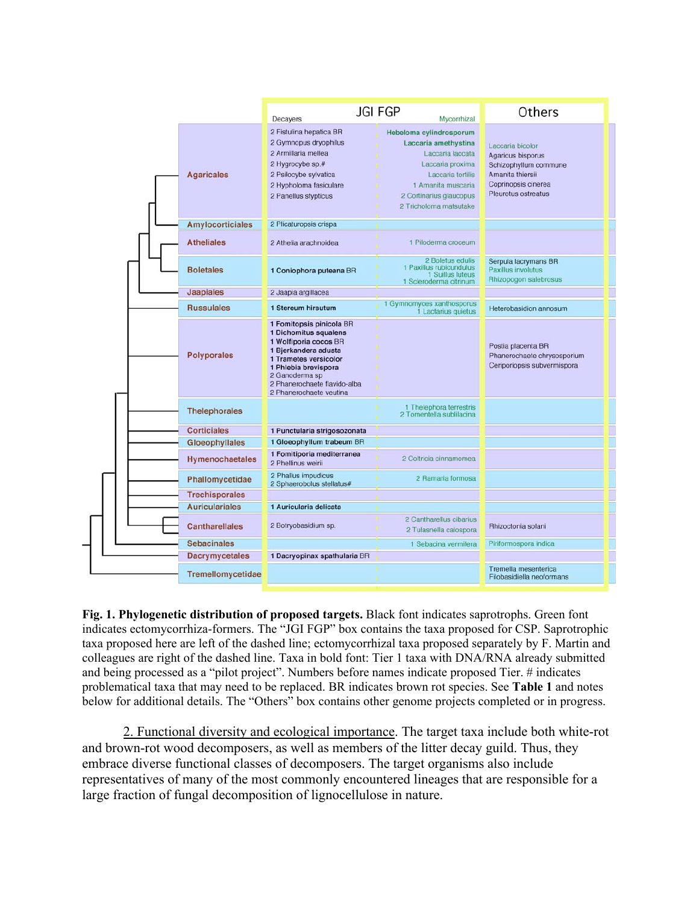| | JGI FGP: Decayers | JGI FGP: Mycorrhizal | Others |
|---|---|---|---|
| Agaricales | 2 Fistulina hepatica BR<br>2 Gymnopus dryophilus<br>2 Armillaria mellea<br>2 Hygrocybe sp.#<br>2 Psilocybe sylvatica<br>2 Hypholoma fasiculare<br>2 Panellus stypticus | **Hebeloma cylindrosporum**<br>**Laccaria amethystina**<br>Laccaria laccata<br>Laccaria proxima<br>Laccaria tortilis<br>1 Amanita muscaria<br>2 Cortinarius glaucopus<br>2 Tricholoma matsutake | Laccaria bicolor<br>Agaricus bisporus<br>Schizophyllum commune<br>Amanita thiersii<br>Coprinopsis cinerea<br>Pleurotus ostreatus |
| Amylocorticiales | 2 Plicaturopsis crispa | | |
| Atheliales | 2 Athelia arachnoidea | 1 Piloderma croceum | |
| Boletales | **1 Coniophora puteana** BR | 2 Boletus edulis<br>1 Paxillus rubicundulus<br>1 Suillus luteus<br>1 Scleroderma citrinum | Serpula lacrymans BR<br>Paxillus involutus<br>Rhizopogon salebrosus |
| Jaapiales | 2 Jaapia argillacea | | |
| Russulales | **1 Stereum hirsutum** | 1 Gymnomyces xanthosporus<br>1 Lactarius quietus | Heterobasidion annosum |
| Polyporales | **1 Fomitopsis pinicola** BR<br>**1 Dichomitus squalens**<br>**1 Wolfiporia cocos** BR<br>**1 Bjerkandera adusta**<br>**1 Trametes versicolor**<br>**1 Phlebia brevispora**<br>2 Ganoderma sp<br>2 Phanerochaete flavido-alba<br>2 Phanerochaete velutina | | Postia placenta BR<br>Phanerochaete chrysosporium<br>Ceriporiopsis subvermispora |
| Thelephorales | | 1 Thelephora terrestris<br>2 Tomentella sublilacina | |
| Corticiales | **1 Punctularia strigosozonata** | | |
| Gloeophyllales | **1 Gloeophyllum trabeum** BR | | |
| Hymenochaetales | **1 Fomitiporia mediterranea**<br>2 Phellinus weirii | 2 Coltricia cinnamomea | |
| Phallomycetidae | 2 Phallus impudicus<br>2 Sphaerobolus stellatus# | 2 Ramaria formosa | |
| Trechisporales | | | |
| Auriculariales | **1 Auricularia delicata** | | |
| Cantharellales | 2 Botryobasidium sp. | 2 Cantharellus cibarius<br>2 Tulasnella calospora | Rhizoctonia solani |
| Sebacinales | | 1 Sebacina vermifera | Piriformospora indica |
| Dacrymycetales | **1 Dacryopinax spathularia** BR | | |
| Tremellomycetidae | | | Tremella mesenterica<br>Filobasidiella neoformans |

**Fig. 1. Phylogenetic distribution of proposed targets.** Black font indicates saprotrophs. Green font indicates ectomycorrhiza-formers. The "JGI FGP" box contains the taxa proposed for CSP. Saprotrophic taxa proposed here are left of the dashed line; ectomycorrhizal taxa proposed separately by F. Martin and colleagues are right of the dashed line. Taxa in bold font: Tier 1 taxa with DNA/RNA already submitted and being processed as a "pilot project". Numbers before names indicate proposed Tier. # indicates problematical taxa that may need to be replaced. BR indicates brown rot species. See **Table 1** and notes below for additional details. The "Others" box contains other genome projects completed or in progress.

2. Functional diversity and ecological importance. The target taxa include both white-rot and brown-rot wood decomposers, as well as members of the litter decay guild. Thus, they embrace diverse functional classes of decomposers. The target organisms also include representatives of many of the most commonly encountered lineages that are responsible for a large fraction of fungal decomposition of lignocellulose in nature.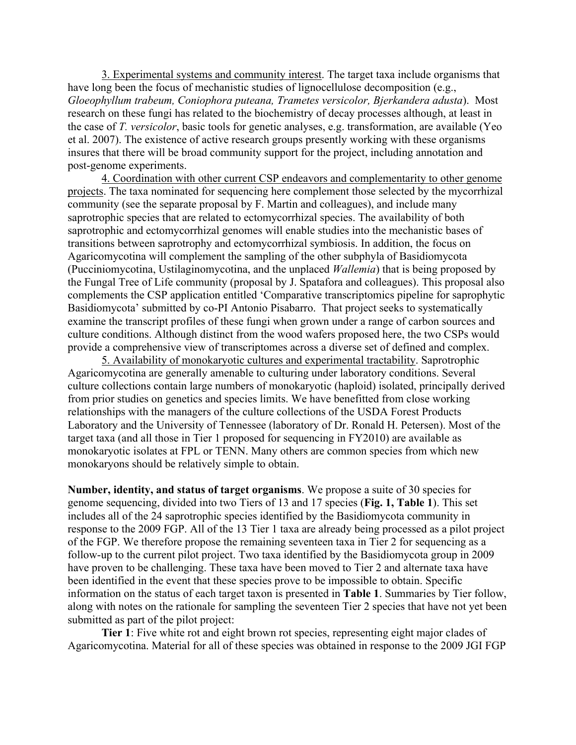3. Experimental systems and community interest. The target taxa include organisms that have long been the focus of mechanistic studies of lignocellulose decomposition (e.g., *Gloeophyllum trabeum, Coniophora puteana, Trametes versicolor, Bjerkandera adusta*). Most research on these fungi has related to the biochemistry of decay processes although, at least in the case of *T. versicolor*, basic tools for genetic analyses, e.g. transformation, are available (Yeo et al. 2007). The existence of active research groups presently working with these organisms insures that there will be broad community support for the project, including annotation and post-genome experiments.

4. Coordination with other current CSP endeavors and complementarity to other genome projects. The taxa nominated for sequencing here complement those selected by the mycorrhizal community (see the separate proposal by F. Martin and colleagues), and include many saprotrophic species that are related to ectomycorrhizal species. The availability of both saprotrophic and ectomycorrhizal genomes will enable studies into the mechanistic bases of transitions between saprotrophy and ectomycorrhizal symbiosis. In addition, the focus on Agaricomycotina will complement the sampling of the other subphyla of Basidiomycota (Pucciniomycotina, Ustilaginomycotina, and the unplaced *Wallemia*) that is being proposed by the Fungal Tree of Life community (proposal by J. Spatafora and colleagues). This proposal also complements the CSP application entitled 'Comparative transcriptomics pipeline for saprophytic Basidiomycota' submitted by co-PI Antonio Pisabarro. That project seeks to systematically examine the transcript profiles of these fungi when grown under a range of carbon sources and culture conditions. Although distinct from the wood wafers proposed here, the two CSPs would provide a comprehensive view of transcriptomes across a diverse set of defined and complex.

5. Availability of monokaryotic cultures and experimental tractability. Saprotrophic Agaricomycotina are generally amenable to culturing under laboratory conditions. Several culture collections contain large numbers of monokaryotic (haploid) isolated, principally derived from prior studies on genetics and species limits. We have benefitted from close working relationships with the managers of the culture collections of the USDA Forest Products Laboratory and the University of Tennessee (laboratory of Dr. Ronald H. Petersen). Most of the target taxa (and all those in Tier 1 proposed for sequencing in FY2010) are available as monokaryotic isolates at FPL or TENN. Many others are common species from which new monokaryons should be relatively simple to obtain.

**Number, identity, and status of target organisms**. We propose a suite of 30 species for genome sequencing, divided into two Tiers of 13 and 17 species (**Fig. 1, Table 1**). This set includes all of the 24 saprotrophic species identified by the Basidiomycota community in response to the 2009 FGP. All of the 13 Tier 1 taxa are already being processed as a pilot project of the FGP. We therefore propose the remaining seventeen taxa in Tier 2 for sequencing as a follow-up to the current pilot project. Two taxa identified by the Basidiomycota group in 2009 have proven to be challenging. These taxa have been moved to Tier 2 and alternate taxa have been identified in the event that these species prove to be impossible to obtain. Specific information on the status of each target taxon is presented in **Table 1**. Summaries by Tier follow, along with notes on the rationale for sampling the seventeen Tier 2 species that have not yet been submitted as part of the pilot project:

**Tier 1**: Five white rot and eight brown rot species, representing eight major clades of Agaricomycotina. Material for all of these species was obtained in response to the 2009 JGI FGP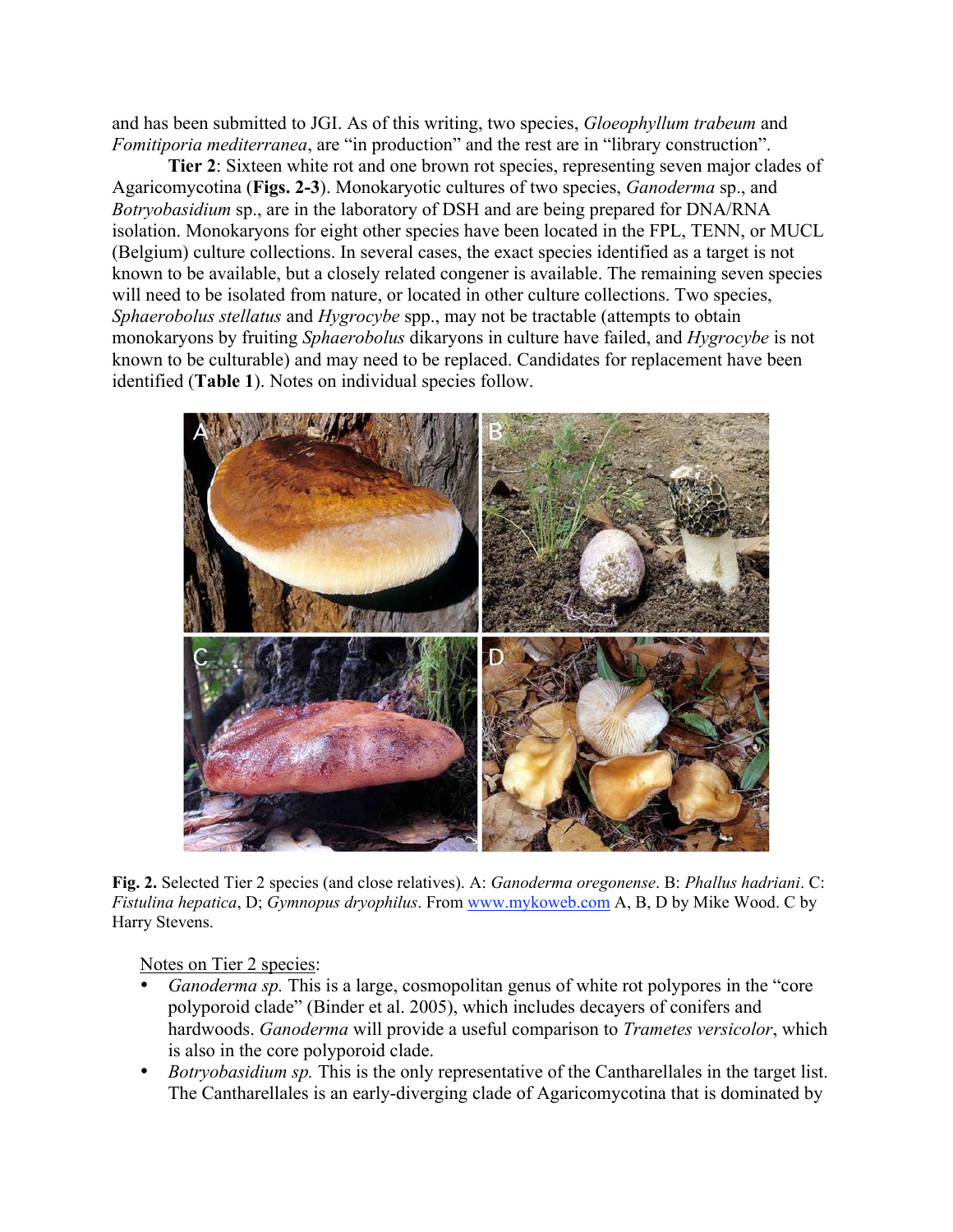and has been submitted to JGI. As of this writing, two species, *Gloeophyllum trabeum* and *Fomitiporia mediterranea*, are "in production" and the rest are in "library construction".

**Tier 2**: Sixteen white rot and one brown rot species, representing seven major clades of Agaricomycotina (**Figs. 2-3**). Monokaryotic cultures of two species, *Ganoderma* sp., and *Botryobasidium* sp., are in the laboratory of DSH and are being prepared for DNA/RNA isolation. Monokaryons for eight other species have been located in the FPL, TENN, or MUCL (Belgium) culture collections. In several cases, the exact species identified as a target is not known to be available, but a closely related congener is available. The remaining seven species will need to be isolated from nature, or located in other culture collections. Two species, *Sphaerobolus stellatus* and *Hygrocybe* spp., may not be tractable (attempts to obtain monokaryons by fruiting *Sphaerobolus* dikaryons in culture have failed, and *Hygrocybe* is not known to be culturable) and may need to be replaced. Candidates for replacement have been identified (**Table 1**). Notes on individual species follow.

**Fig. 2.** Selected Tier 2 species (and close relatives). A: *Ganoderma oregonense*. B: *Phallus hadriani*. C: *Fistulina hepatica*, D; *Gymnopus dryophilus*. From www.mykoweb.com A, B, D by Mike Wood. C by Harry Stevens.

Notes on Tier 2 species:

- *Ganoderma sp.* This is a large, cosmopolitan genus of white rot polypores in the "core polyporoid clade" (Binder et al. 2005), which includes decayers of conifers and hardwoods. *Ganoderma* will provide a useful comparison to *Trametes versicolor*, which is also in the core polyporoid clade.
- *Botryobasidium sp.* This is the only representative of the Cantharellales in the target list. The Cantharellales is an early-diverging clade of Agaricomycotina that is dominated by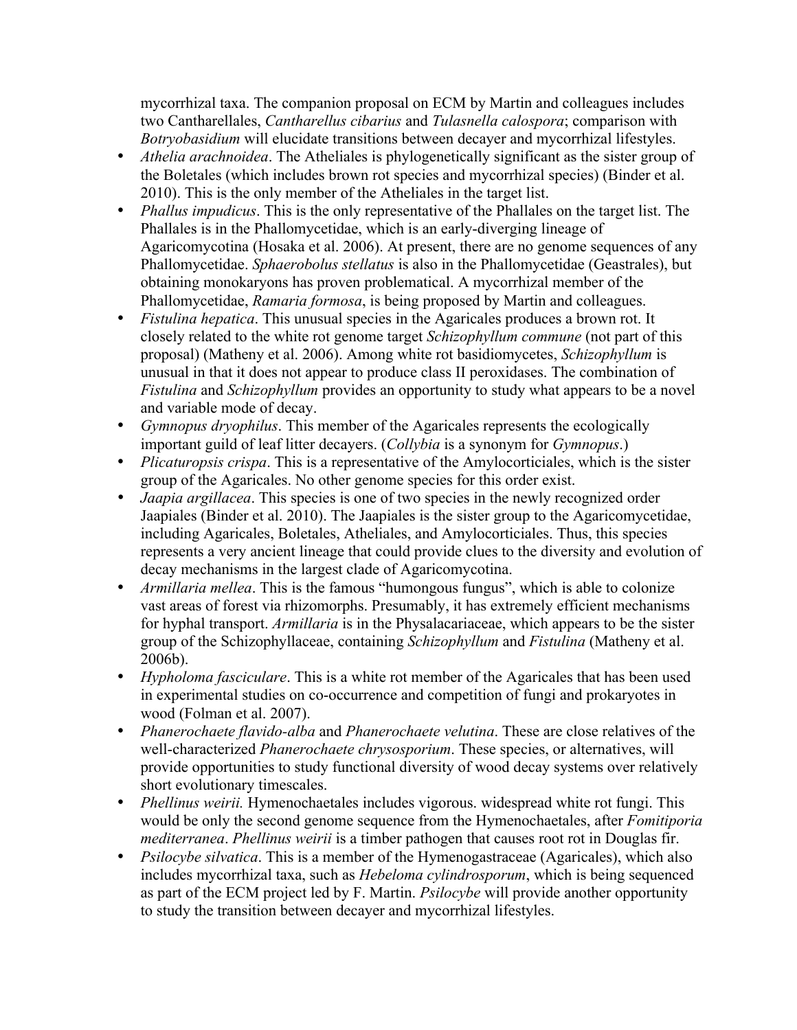mycorrhizal taxa. The companion proposal on ECM by Martin and colleagues includes two Cantharellales, *Cantharellus cibarius* and *Tulasnella calospora*; comparison with *Botryobasidium* will elucidate transitions between decayer and mycorrhizal lifestyles.

- *Athelia arachnoidea*. The Atheliales is phylogenetically significant as the sister group of the Boletales (which includes brown rot species and mycorrhizal species) (Binder et al. 2010). This is the only member of the Atheliales in the target list.
- *Phallus impudicus*. This is the only representative of the Phallales on the target list. The Phallales is in the Phallomycetidae, which is an early-diverging lineage of Agaricomycotina (Hosaka et al. 2006). At present, there are no genome sequences of any Phallomycetidae. *Sphaerobolus stellatus* is also in the Phallomycetidae (Geastrales), but obtaining monokaryons has proven problematical. A mycorrhizal member of the Phallomycetidae, *Ramaria formosa*, is being proposed by Martin and colleagues.
- *Fistulina hepatica*. This unusual species in the Agaricales produces a brown rot. It closely related to the white rot genome target *Schizophyllum commune* (not part of this proposal) (Matheny et al. 2006). Among white rot basidiomycetes, *Schizophyllum* is unusual in that it does not appear to produce class II peroxidases. The combination of *Fistulina* and *Schizophyllum* provides an opportunity to study what appears to be a novel and variable mode of decay.
- *Gymnopus dryophilus*. This member of the Agaricales represents the ecologically important guild of leaf litter decayers. (*Collybia* is a synonym for *Gymnopus*.)
- *Plicaturopsis crispa*. This is a representative of the Amylocorticiales, which is the sister group of the Agaricales. No other genome species for this order exist.
- *Jaapia argillacea*. This species is one of two species in the newly recognized order Jaapiales (Binder et al. 2010). The Jaapiales is the sister group to the Agaricomycetidae, including Agaricales, Boletales, Atheliales, and Amylocorticiales. Thus, this species represents a very ancient lineage that could provide clues to the diversity and evolution of decay mechanisms in the largest clade of Agaricomycotina.
- *Armillaria mellea*. This is the famous "humongous fungus", which is able to colonize vast areas of forest via rhizomorphs. Presumably, it has extremely efficient mechanisms for hyphal transport. *Armillaria* is in the Physalacariaceae, which appears to be the sister group of the Schizophyllaceae, containing *Schizophyllum* and *Fistulina* (Matheny et al. 2006b).
- *Hypholoma fasciculare*. This is a white rot member of the Agaricales that has been used in experimental studies on co-occurrence and competition of fungi and prokaryotes in wood (Folman et al. 2007).
- *Phanerochaete flavido-alba* and *Phanerochaete velutina*. These are close relatives of the well-characterized *Phanerochaete chrysosporium*. These species, or alternatives, will provide opportunities to study functional diversity of wood decay systems over relatively short evolutionary timescales.
- *Phellinus weirii.* Hymenochaetales includes vigorous. widespread white rot fungi. This would be only the second genome sequence from the Hymenochaetales, after *Fomitiporia mediterranea*. *Phellinus weirii* is a timber pathogen that causes root rot in Douglas fir.
- *Psilocybe silvatica*. This is a member of the Hymenogastraceae (Agaricales), which also includes mycorrhizal taxa, such as *Hebeloma cylindrosporum*, which is being sequenced as part of the ECM project led by F. Martin. *Psilocybe* will provide another opportunity to study the transition between decayer and mycorrhizal lifestyles.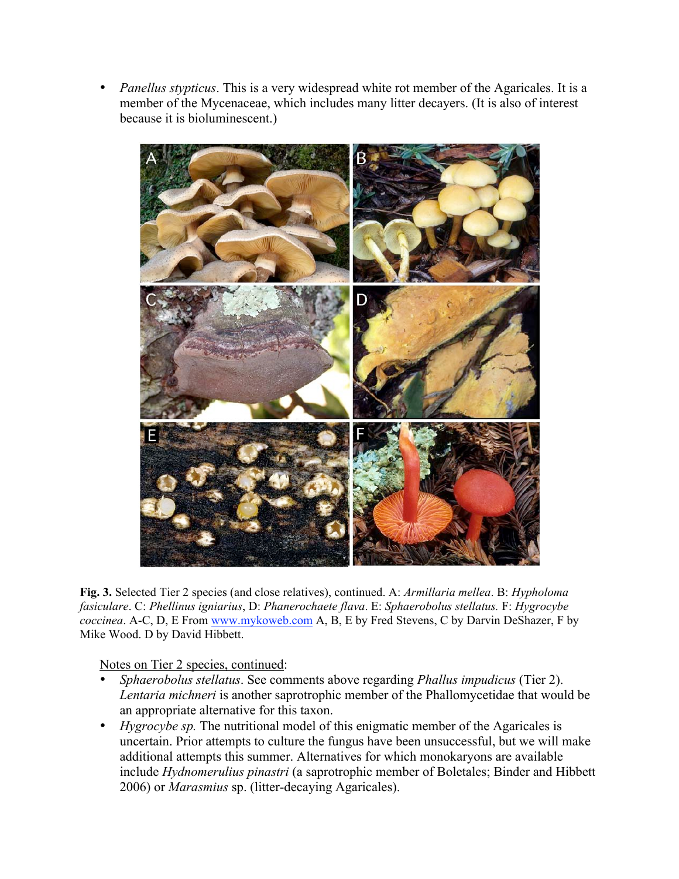- *Panellus stypticus*. This is a very widespread white rot member of the Agaricales. It is a member of the Mycenaceae, which includes many litter decayers. (It is also of interest because it is bioluminescent.)

**Fig. 3.** Selected Tier 2 species (and close relatives), continued. A: *Armillaria mellea*. B: *Hypholoma fasiculare*. C: *Phellinus igniarius*, D: *Phanerochaete flava*. E: *Sphaerobolus stellatus*. F: *Hygrocybe coccinea*. A-C, D, E From www.mykoweb.com A, B, E by Fred Stevens, C by Darvin DeShazer, F by Mike Wood. D by David Hibbett.

Notes on Tier 2 species, continued:

- *Sphaerobolus stellatus*. See comments above regarding *Phallus impudicus* (Tier 2). *Lentaria michneri* is another saprotrophic member of the Phallomycetidae that would be an appropriate alternative for this taxon.
- *Hygrocybe sp.* The nutritional model of this enigmatic member of the Agaricales is uncertain. Prior attempts to culture the fungus have been unsuccessful, but we will make additional attempts this summer. Alternatives for which monokaryons are available include *Hydnomerulius pinastri* (a saprotrophic member of Boletales; Binder and Hibbett 2006) or *Marasmius* sp. (litter-decaying Agaricales).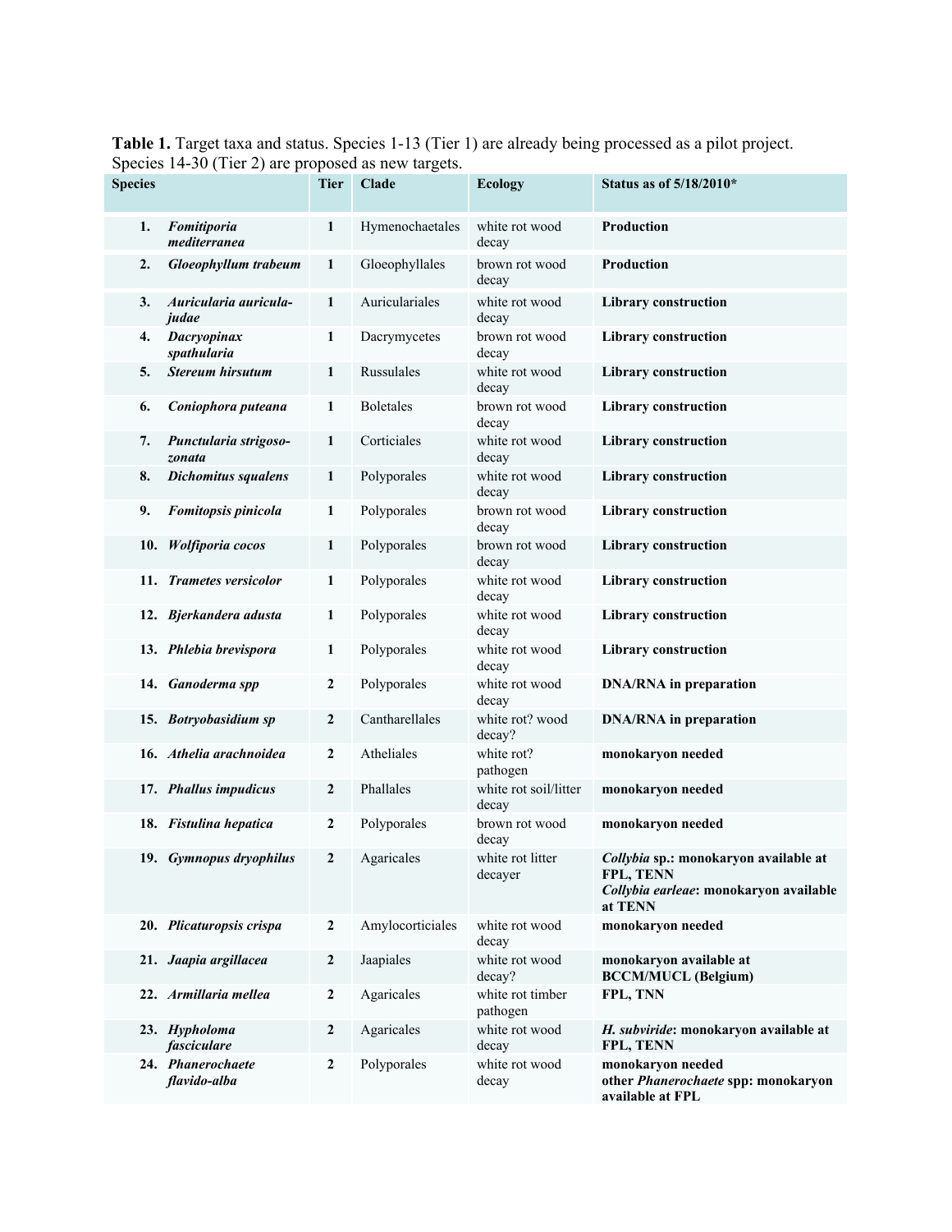**Table 1.** Target taxa and status. Species 1-13 (Tier 1) are already being processed as a pilot project. Species 14-30 (Tier 2) are proposed as new targets.

| Species | Tier | Clade | Ecology | Status as of 5/18/2010* |
|---|---|---|---|---|
| 1. ***Fomitiporia mediterranea*** | 1 | Hymenochaetales | white rot wood decay | **Production** |
| 2. ***Gloeophyllum trabeum*** | 1 | Gloeophyllales | brown rot wood decay | **Production** |
| 3. ***Auricularia auricula-judae*** | 1 | Auriculariales | white rot wood decay | **Library construction** |
| 4. ***Dacryopinax spathularia*** | 1 | Dacrymycetes | brown rot wood decay | **Library construction** |
| 5. ***Stereum hirsutum*** | 1 | Russulales | white rot wood decay | **Library construction** |
| 6. ***Coniophora puteana*** | 1 | Boletales | brown rot wood decay | **Library construction** |
| 7. ***Punctularia strigoso-zonata*** | 1 | Corticiales | white rot wood decay | **Library construction** |
| 8. ***Dichomitus squalens*** | 1 | Polyporales | white rot wood decay | **Library construction** |
| 9. ***Fomitopsis pinicola*** | 1 | Polyporales | brown rot wood decay | **Library construction** |
| 10. ***Wolfiporia cocos*** | 1 | Polyporales | brown rot wood decay | **Library construction** |
| 11. ***Trametes versicolor*** | 1 | Polyporales | white rot wood decay | **Library construction** |
| 12. ***Bjerkandera adusta*** | 1 | Polyporales | white rot wood decay | **Library construction** |
| 13. ***Phlebia brevispora*** | 1 | Polyporales | white rot wood decay | **Library construction** |
| 14. ***Ganoderma spp*** | 2 | Polyporales | white rot wood decay | **DNA/RNA in preparation** |
| 15. ***Botryobasidium sp*** | 2 | Cantharellales | white rot? wood decay? | **DNA/RNA in preparation** |
| 16. ***Athelia arachnoidea*** | 2 | Atheliales | white rot? pathogen | **monokaryon needed** |
| 17. ***Phallus impudicus*** | 2 | Phallales | white rot soil/litter decay | **monokaryon needed** |
| 18. ***Fistulina hepatica*** | 2 | Polyporales | brown rot wood decay | **monokaryon needed** |
| 19. ***Gymnopus dryophilus*** | 2 | Agaricales | white rot litter decayer | ***Collybia*** **sp.: monokaryon available at FPL, TENN** ***Collybia earleae*****: monokaryon available at TENN** |
| 20. ***Plicaturopsis crispa*** | 2 | Amylocorticiales | white rot wood decay | **monokaryon needed** |
| 21. ***Jaapia argillacea*** | 2 | Jaapiales | white rot wood decay? | **monokaryon available at BCCM/MUCL (Belgium)** |
| 22. ***Armillaria mellea*** | 2 | Agaricales | white rot timber pathogen | **FPL, TNN** |
| 23. ***Hypholoma fasciculare*** | 2 | Agaricales | white rot wood decay | ***H. subviride*****: monokaryon available at FPL, TENN** |
| 24. ***Phanerochaete flavido-alba*** | 2 | Polyporales | white rot wood decay | **monokaryon needed** **other** ***Phanerochaete*** **spp: monokaryon available at FPL** |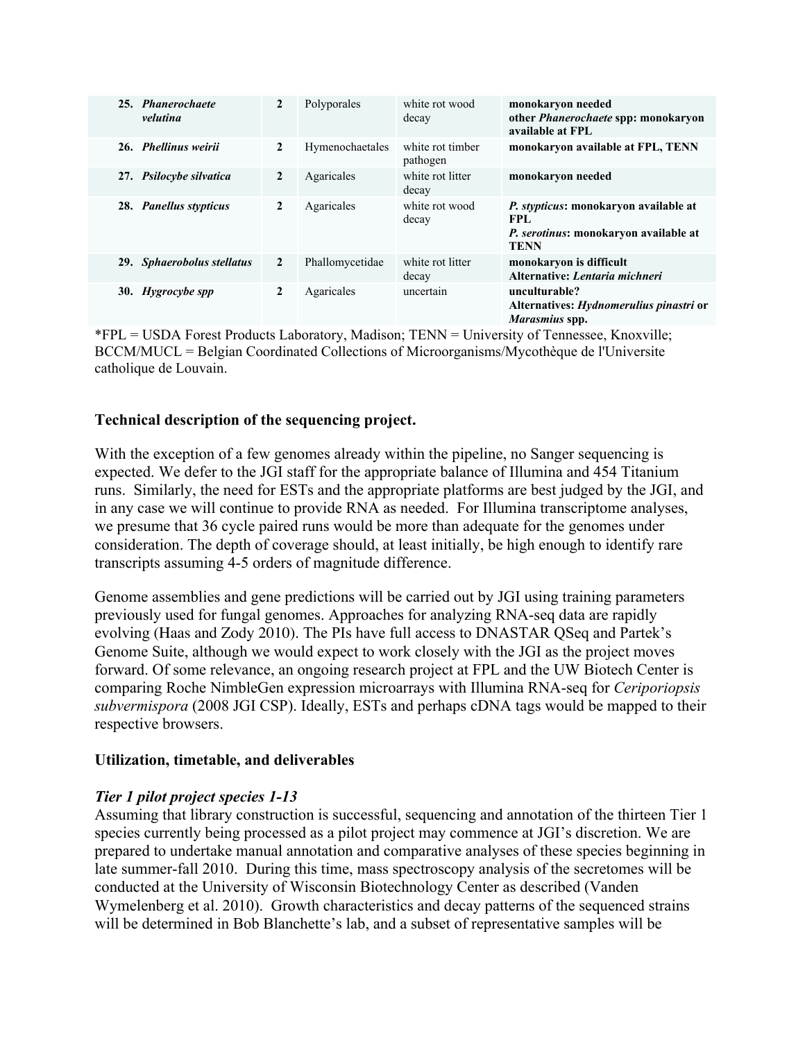| | | | | |
|---|---|---|---|---|
| **25. *Phanerochaete velutina*** | **2** | Polyporales | white rot wood decay | **monokaryon needed**<br>**other *Phanerochaete* spp: monokaryon available at FPL** |
| **26. *Phellinus weirii*** | **2** | Hymenochaetales | white rot timber pathogen | **monokaryon available at FPL, TENN** |
| **27. *Psilocybe silvatica*** | **2** | Agaricales | white rot litter decay | **monokaryon needed** |
| **28. *Panellus stypticus*** | **2** | Agaricales | white rot wood decay | ***P. stypticus*: monokaryon available at FPL**<br>***P. serotinus*: monokaryon available at TENN** |
| **29. *Sphaerobolus stellatus*** | **2** | Phallomycetidae | white rot litter decay | **monokaryon is difficult**<br>**Alternative: *Lentaria michneri*** |
| **30. *Hygrocybe spp*** | **2** | Agaricales | uncertain | **unculturable?**<br>**Alternatives: *Hydnomerulius pinastri* or *Marasmius* spp.** |

*FPL = USDA Forest Products Laboratory, Madison; TENN = University of Tennessee, Knoxville; BCCM/MUCL = Belgian Coordinated Collections of Microorganisms/Mycothèque de l'Universite catholique de Louvain.

### Technical description of the sequencing project.

With the exception of a few genomes already within the pipeline, no Sanger sequencing is expected. We defer to the JGI staff for the appropriate balance of Illumina and 454 Titanium runs. Similarly, the need for ESTs and the appropriate platforms are best judged by the JGI, and in any case we will continue to provide RNA as needed. For Illumina transcriptome analyses, we presume that 36 cycle paired runs would be more than adequate for the genomes under consideration. The depth of coverage should, at least initially, be high enough to identify rare transcripts assuming 4-5 orders of magnitude difference.

Genome assemblies and gene predictions will be carried out by JGI using training parameters previously used for fungal genomes. Approaches for analyzing RNA-seq data are rapidly evolving (Haas and Zody 2010). The PIs have full access to DNASTAR QSeq and Partek's Genome Suite, although we would expect to work closely with the JGI as the project moves forward. Of some relevance, an ongoing research project at FPL and the UW Biotech Center is comparing Roche NimbleGen expression microarrays with Illumina RNA-seq for *Ceriporiopsis subvermispora* (2008 JGI CSP). Ideally, ESTs and perhaps cDNA tags would be mapped to their respective browsers.

### Utilization, timetable, and deliverables

#### *Tier 1 pilot project species 1-13*

Assuming that library construction is successful, sequencing and annotation of the thirteen Tier 1 species currently being processed as a pilot project may commence at JGI's discretion. We are prepared to undertake manual annotation and comparative analyses of these species beginning in late summer-fall 2010. During this time, mass spectroscopy analysis of the secretomes will be conducted at the University of Wisconsin Biotechnology Center as described (Vanden Wymelenberg et al. 2010). Growth characteristics and decay patterns of the sequenced strains will be determined in Bob Blanchette's lab, and a subset of representative samples will be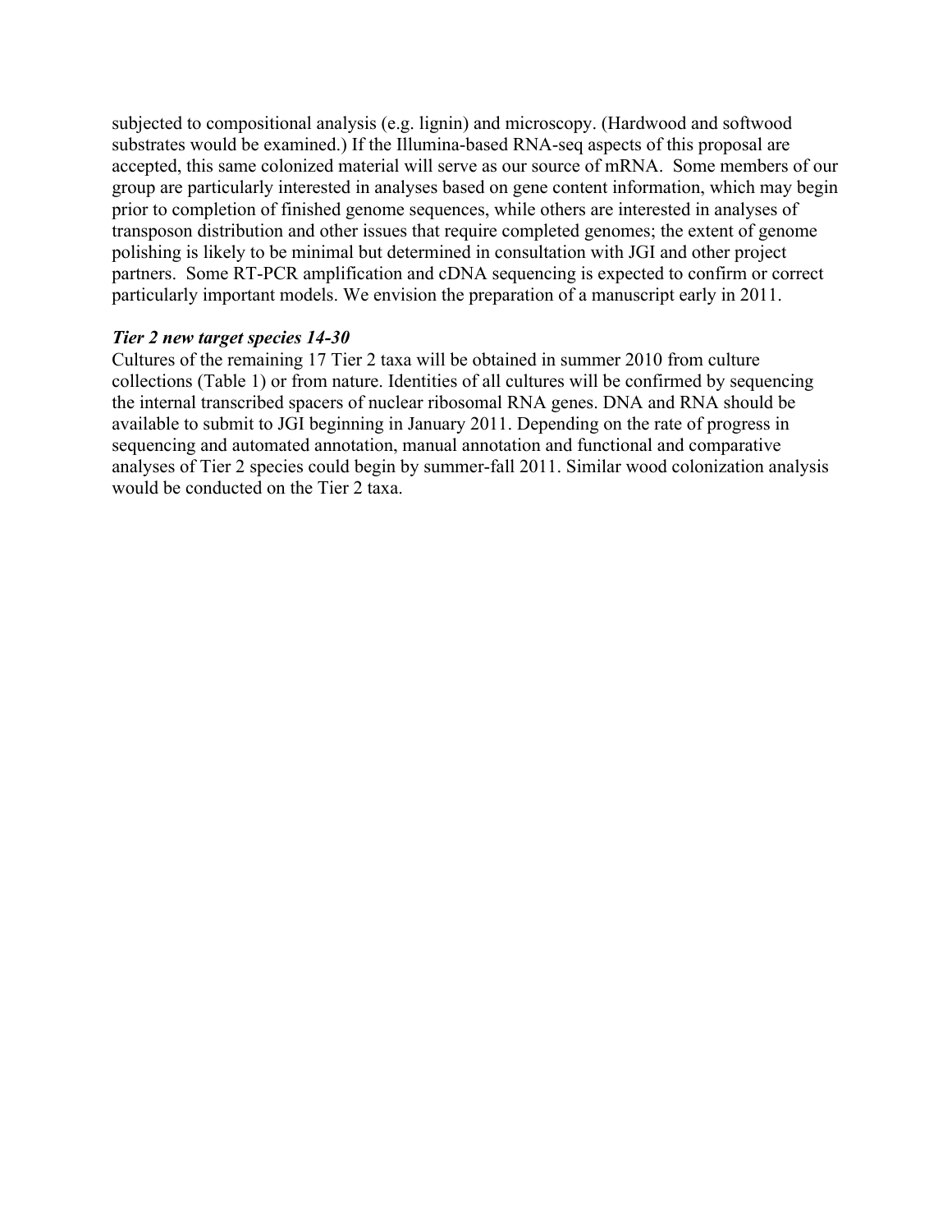subjected to compositional analysis (e.g. lignin) and microscopy. (Hardwood and softwood substrates would be examined.) If the Illumina-based RNA-seq aspects of this proposal are accepted, this same colonized material will serve as our source of mRNA. Some members of our group are particularly interested in analyses based on gene content information, which may begin prior to completion of finished genome sequences, while others are interested in analyses of transposon distribution and other issues that require completed genomes; the extent of genome polishing is likely to be minimal but determined in consultation with JGI and other project partners. Some RT-PCR amplification and cDNA sequencing is expected to confirm or correct particularly important models. We envision the preparation of a manuscript early in 2011.

***Tier 2 new target species 14-30***

Cultures of the remaining 17 Tier 2 taxa will be obtained in summer 2010 from culture collections (Table 1) or from nature. Identities of all cultures will be confirmed by sequencing the internal transcribed spacers of nuclear ribosomal RNA genes. DNA and RNA should be available to submit to JGI beginning in January 2011. Depending on the rate of progress in sequencing and automated annotation, manual annotation and functional and comparative analyses of Tier 2 species could begin by summer-fall 2011. Similar wood colonization analysis would be conducted on the Tier 2 taxa.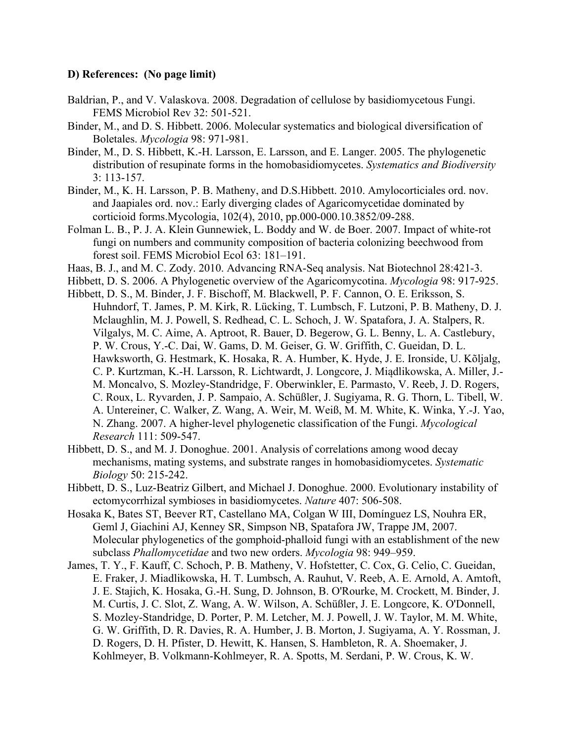**D) References: (No page limit)**

Baldrian, P., and V. Valaskova. 2008. Degradation of cellulose by basidiomycetous Fungi. FEMS Microbiol Rev 32: 501-521.

Binder, M., and D. S. Hibbett. 2006. Molecular systematics and biological diversification of Boletales. *Mycologia* 98: 971-981.

Binder, M., D. S. Hibbett, K.-H. Larsson, E. Larsson, and E. Langer. 2005. The phylogenetic distribution of resupinate forms in the homobasidiomycetes. *Systematics and Biodiversity* 3: 113-157.

Binder, M., K. H. Larsson, P. B. Matheny, and D.S.Hibbett. 2010. Amylocorticiales ord. nov. and Jaapiales ord. nov.: Early diverging clades of Agaricomycetidae dominated by corticioid forms.Mycologia, 102(4), 2010, pp.000-000.10.3852/09-288.

Folman L. B., P. J. A. Klein Gunnewiek, L. Boddy and W. de Boer. 2007. Impact of white-rot fungi on numbers and community composition of bacteria colonizing beechwood from forest soil. FEMS Microbiol Ecol 63: 181–191.

Haas, B. J., and M. C. Zody. 2010. Advancing RNA-Seq analysis. Nat Biotechnol 28:421-3.

Hibbett, D. S. 2006. A Phylogenetic overview of the Agaricomycotina. *Mycologia* 98: 917-925.

Hibbett, D. S., M. Binder, J. F. Bischoff, M. Blackwell, P. F. Cannon, O. E. Eriksson, S. Huhndorf, T. James, P. M. Kirk, R. Lücking, T. Lumbsch, F. Lutzoni, P. B. Matheny, D. J. Mclaughlin, M. J. Powell, S. Redhead, C. L. Schoch, J. W. Spatafora, J. A. Stalpers, R. Vilgalys, M. C. Aime, A. Aptroot, R. Bauer, D. Begerow, G. L. Benny, L. A. Castlebury, P. W. Crous, Y.-C. Dai, W. Gams, D. M. Geiser, G. W. Griffith, C. Gueidan, D. L. Hawksworth, G. Hestmark, K. Hosaka, R. A. Humber, K. Hyde, J. E. Ironside, U. Kõljalg, C. P. Kurtzman, K.-H. Larsson, R. Lichtwardt, J. Longcore, J. Miądlikowska, A. Miller, J.-M. Moncalvo, S. Mozley-Standridge, F. Oberwinkler, E. Parmasto, V. Reeb, J. D. Rogers, C. Roux, L. Ryvarden, J. P. Sampaio, A. Schüßler, J. Sugiyama, R. G. Thorn, L. Tibell, W. A. Untereiner, C. Walker, Z. Wang, A. Weir, M. Weiß, M. M. White, K. Winka, Y.-J. Yao, N. Zhang. 2007. A higher-level phylogenetic classification of the Fungi. *Mycological Research* 111: 509-547.

Hibbett, D. S., and M. J. Donoghue. 2001. Analysis of correlations among wood decay mechanisms, mating systems, and substrate ranges in homobasidiomycetes. *Systematic Biology* 50: 215-242.

Hibbett, D. S., Luz-Beatriz Gilbert, and Michael J. Donoghue. 2000. Evolutionary instability of ectomycorrhizal symbioses in basidiomycetes. *Nature* 407: 506-508.

Hosaka K, Bates ST, Beever RT, Castellano MA, Colgan W III, Domínguez LS, Nouhra ER, Geml J, Giachini AJ, Kenney SR, Simpson NB, Spatafora JW, Trappe JM, 2007. Molecular phylogenetics of the gomphoid-phalloid fungi with an establishment of the new subclass *Phallomycetidae* and two new orders. *Mycologia* 98: 949–959.

James, T. Y., F. Kauff, C. Schoch, P. B. Matheny, V. Hofstetter, C. Cox, G. Celio, C. Gueidan, E. Fraker, J. Miadlikowska, H. T. Lumbsch, A. Rauhut, V. Reeb, A. E. Arnold, A. Amtoft, J. E. Stajich, K. Hosaka, G.-H. Sung, D. Johnson, B. O'Rourke, M. Crockett, M. Binder, J. M. Curtis, J. C. Slot, Z. Wang, A. W. Wilson, A. Schüßler, J. E. Longcore, K. O'Donnell, S. Mozley-Standridge, D. Porter, P. M. Letcher, M. J. Powell, J. W. Taylor, M. M. White, G. W. Griffith, D. R. Davies, R. A. Humber, J. B. Morton, J. Sugiyama, A. Y. Rossman, J. D. Rogers, D. H. Pfister, D. Hewitt, K. Hansen, S. Hambleton, R. A. Shoemaker, J. Kohlmeyer, B. Volkmann-Kohlmeyer, R. A. Spotts, M. Serdani, P. W. Crous, K. W.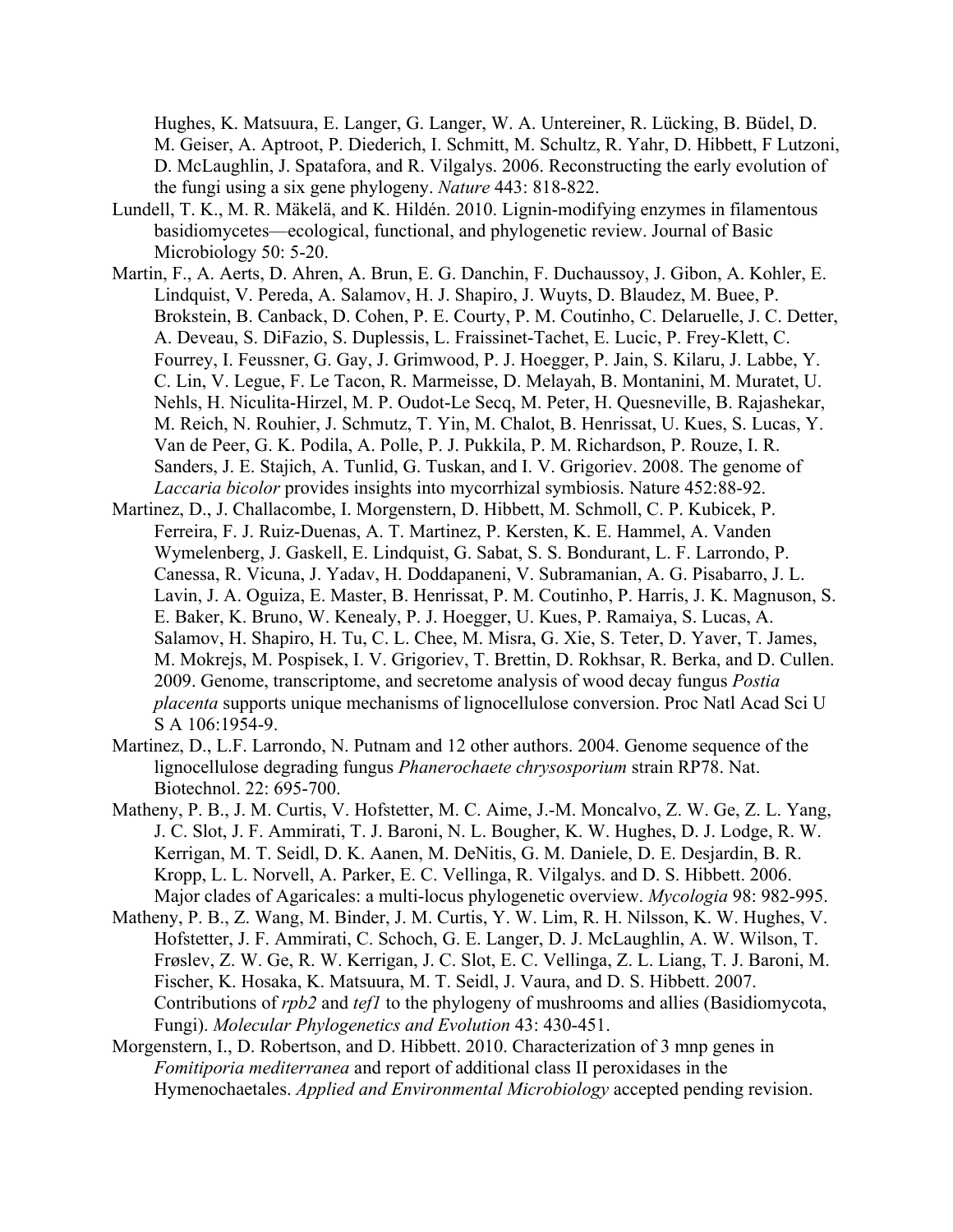Hughes, K. Matsuura, E. Langer, G. Langer, W. A. Untereiner, R. Lücking, B. Büdel, D. M. Geiser, A. Aptroot, P. Diederich, I. Schmitt, M. Schultz, R. Yahr, D. Hibbett, F Lutzoni, D. McLaughlin, J. Spatafora, and R. Vilgalys. 2006. Reconstructing the early evolution of the fungi using a six gene phylogeny. *Nature* 443: 818-822.

Lundell, T. K., M. R. Mäkelä, and K. Hildén. 2010. Lignin-modifying enzymes in filamentous basidiomycetes—ecological, functional, and phylogenetic review. Journal of Basic Microbiology 50: 5-20.

Martin, F., A. Aerts, D. Ahren, A. Brun, E. G. Danchin, F. Duchaussoy, J. Gibon, A. Kohler, E. Lindquist, V. Pereda, A. Salamov, H. J. Shapiro, J. Wuyts, D. Blaudez, M. Buee, P. Brokstein, B. Canback, D. Cohen, P. E. Courty, P. M. Coutinho, C. Delaruelle, J. C. Detter, A. Deveau, S. DiFazio, S. Duplessis, L. Fraissinet-Tachet, E. Lucic, P. Frey-Klett, C. Fourrey, I. Feussner, G. Gay, J. Grimwood, P. J. Hoegger, P. Jain, S. Kilaru, J. Labbe, Y. C. Lin, V. Legue, F. Le Tacon, R. Marmeisse, D. Melayah, B. Montanini, M. Muratet, U. Nehls, H. Niculita-Hirzel, M. P. Oudot-Le Secq, M. Peter, H. Quesneville, B. Rajashekar, M. Reich, N. Rouhier, J. Schmutz, T. Yin, M. Chalot, B. Henrissat, U. Kues, S. Lucas, Y. Van de Peer, G. K. Podila, A. Polle, P. J. Pukkila, P. M. Richardson, P. Rouze, I. R. Sanders, J. E. Stajich, A. Tunlid, G. Tuskan, and I. V. Grigoriev. 2008. The genome of *Laccaria bicolor* provides insights into mycorrhizal symbiosis. Nature 452:88-92.

Martinez, D., J. Challacombe, I. Morgenstern, D. Hibbett, M. Schmoll, C. P. Kubicek, P. Ferreira, F. J. Ruiz-Duenas, A. T. Martinez, P. Kersten, K. E. Hammel, A. Vanden Wymelenberg, J. Gaskell, E. Lindquist, G. Sabat, S. S. Bondurant, L. F. Larrondo, P. Canessa, R. Vicuna, J. Yadav, H. Doddapaneni, V. Subramanian, A. G. Pisabarro, J. L. Lavin, J. A. Oguiza, E. Master, B. Henrissat, P. M. Coutinho, P. Harris, J. K. Magnuson, S. E. Baker, K. Bruno, W. Kenealy, P. J. Hoegger, U. Kues, P. Ramaiya, S. Lucas, A. Salamov, H. Shapiro, H. Tu, C. L. Chee, M. Misra, G. Xie, S. Teter, D. Yaver, T. James, M. Mokrejs, M. Pospisek, I. V. Grigoriev, T. Brettin, D. Rokhsar, R. Berka, and D. Cullen. 2009. Genome, transcriptome, and secretome analysis of wood decay fungus *Postia placenta* supports unique mechanisms of lignocellulose conversion. Proc Natl Acad Sci U S A 106:1954-9.

Martinez, D., L.F. Larrondo, N. Putnam and 12 other authors. 2004. Genome sequence of the lignocellulose degrading fungus *Phanerochaete chrysosporium* strain RP78. Nat. Biotechnol. 22: 695-700.

Matheny, P. B., J. M. Curtis, V. Hofstetter, M. C. Aime, J.-M. Moncalvo, Z. W. Ge, Z. L. Yang, J. C. Slot, J. F. Ammirati, T. J. Baroni, N. L. Bougher, K. W. Hughes, D. J. Lodge, R. W. Kerrigan, M. T. Seidl, D. K. Aanen, M. DeNitis, G. M. Daniele, D. E. Desjardin, B. R. Kropp, L. L. Norvell, A. Parker, E. C. Vellinga, R. Vilgalys. and D. S. Hibbett. 2006. Major clades of Agaricales: a multi-locus phylogenetic overview. *Mycologia* 98: 982-995.

Matheny, P. B., Z. Wang, M. Binder, J. M. Curtis, Y. W. Lim, R. H. Nilsson, K. W. Hughes, V. Hofstetter, J. F. Ammirati, C. Schoch, G. E. Langer, D. J. McLaughlin, A. W. Wilson, T. Frøslev, Z. W. Ge, R. W. Kerrigan, J. C. Slot, E. C. Vellinga, Z. L. Liang, T. J. Baroni, M. Fischer, K. Hosaka, K. Matsuura, M. T. Seidl, J. Vaura, and D. S. Hibbett. 2007. Contributions of *rpb2* and *tef1* to the phylogeny of mushrooms and allies (Basidiomycota, Fungi). *Molecular Phylogenetics and Evolution* 43: 430-451.

Morgenstern, I., D. Robertson, and D. Hibbett. 2010. Characterization of 3 mnp genes in *Fomitiporia mediterranea* and report of additional class II peroxidases in the Hymenochaetales. *Applied and Environmental Microbiology* accepted pending revision.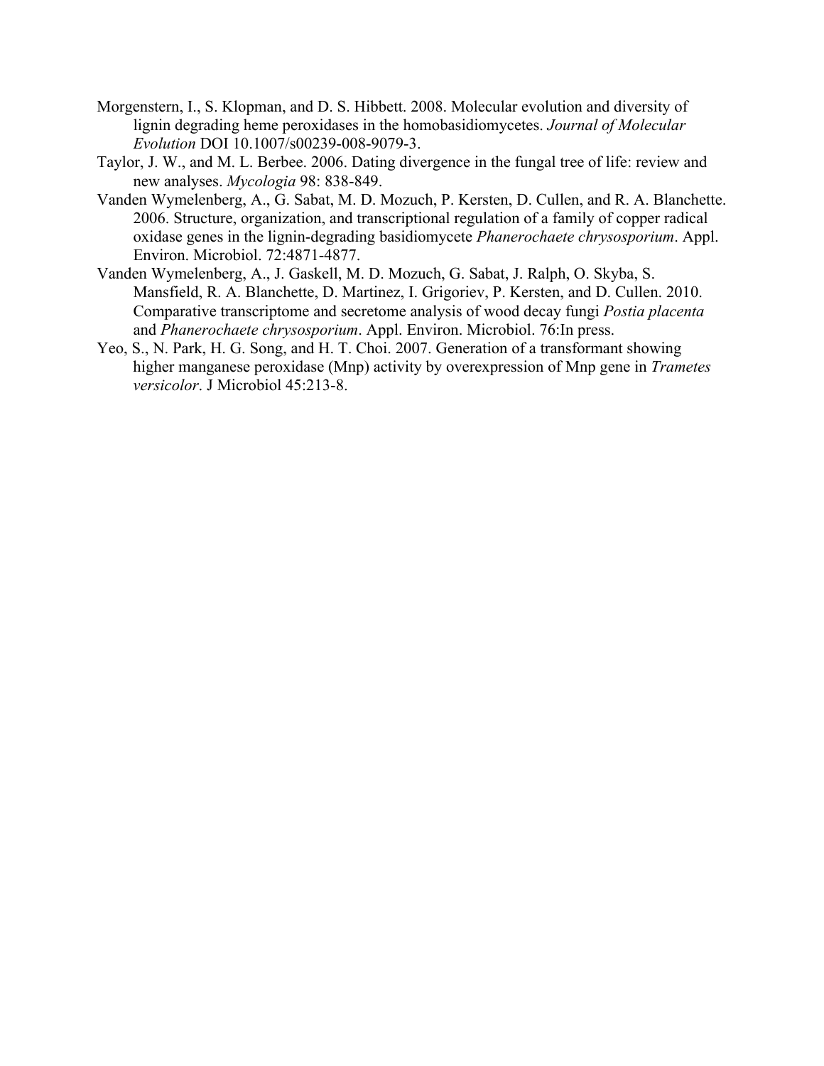Morgenstern, I., S. Klopman, and D. S. Hibbett. 2008. Molecular evolution and diversity of lignin degrading heme peroxidases in the homobasidiomycetes. *Journal of Molecular Evolution* DOI 10.1007/s00239-008-9079-3.

Taylor, J. W., and M. L. Berbee. 2006. Dating divergence in the fungal tree of life: review and new analyses. *Mycologia* 98: 838-849.

Vanden Wymelenberg, A., G. Sabat, M. D. Mozuch, P. Kersten, D. Cullen, and R. A. Blanchette. 2006. Structure, organization, and transcriptional regulation of a family of copper radical oxidase genes in the lignin-degrading basidiomycete *Phanerochaete chrysosporium*. Appl. Environ. Microbiol. 72:4871-4877.

Vanden Wymelenberg, A., J. Gaskell, M. D. Mozuch, G. Sabat, J. Ralph, O. Skyba, S. Mansfield, R. A. Blanchette, D. Martinez, I. Grigoriev, P. Kersten, and D. Cullen. 2010. Comparative transcriptome and secretome analysis of wood decay fungi *Postia placenta* and *Phanerochaete chrysosporium*. Appl. Environ. Microbiol. 76:In press.

Yeo, S., N. Park, H. G. Song, and H. T. Choi. 2007. Generation of a transformant showing higher manganese peroxidase (Mnp) activity by overexpression of Mnp gene in *Trametes versicolor*. J Microbiol 45:213-8.